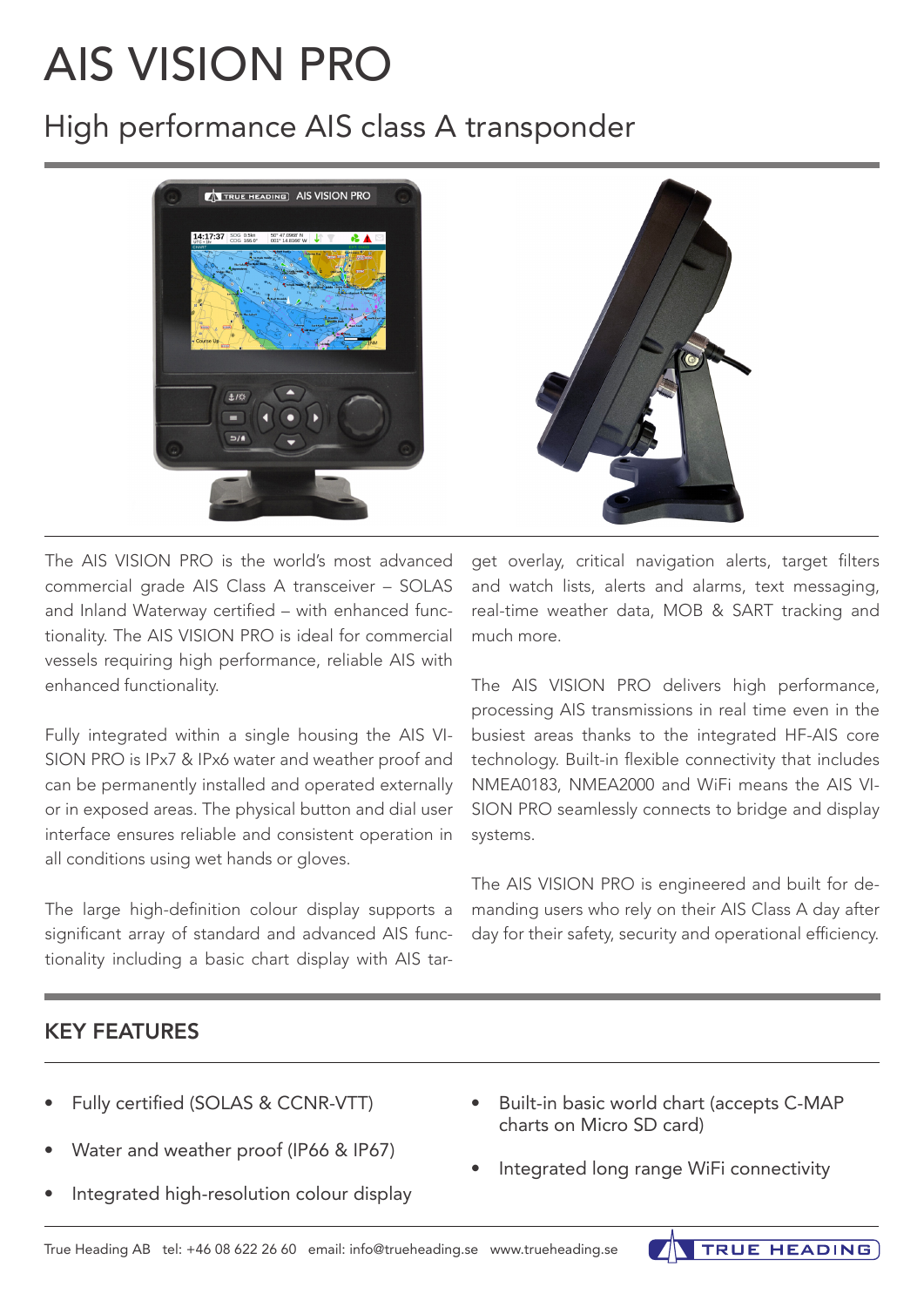# AIS VISION PRO

## High performance AIS class A transponder

The AIS VISION PRO is the world's most advanced commercial grade AIS Class A transceiver – SOLAS and Inland Waterway certified – with enhanced functionality. The AIS VISION PRO is ideal for commercial vessels requiring high performance, reliable AIS with enhanced functionality.

Fully integrated within a single housing the AIS VISION PRO is IPx7 & IPx6 water and weather proof and can be permanently installed and operated externally or in exposed areas. The physical button and dial user interface ensures reliable and consistent operation in all conditions using wet hands or gloves.

The large high-definition colour display supports a significant array of standard and advanced AIS functionality including a basic chart display with AIS target overlay, critical navigation alerts, target filters and watch lists, alerts and alarms, text messaging, real-time weather data, MOB & SART tracking and much more.

The AIS VISION PRO delivers high performance, processing AIS transmissions in real time even in the busiest areas thanks to the integrated HF-AIS core technology. Built-in flexible connectivity that includes NMEA0183, NMEA2000 and WiFi means the AIS VISION PRO seamlessly connects to bridge and display systems.

The AIS VISION PRO is engineered and built for demanding users who rely on their AIS Class A day after day for their safety, security and operational efficiency.

## KEY FEATURES

- Fully certified (SOLAS & CCNR-VTT)
- Water and weather proof (IP66 & IP67)
- Integrated high-resolution colour display
- Built-in basic world chart (accepts C-MAP charts on Micro SD card)
- Integrated long range WiFi connectivity

True Heading AB tel: +46 08 622 26 60 email: info@trueheading.se www.trueheading.se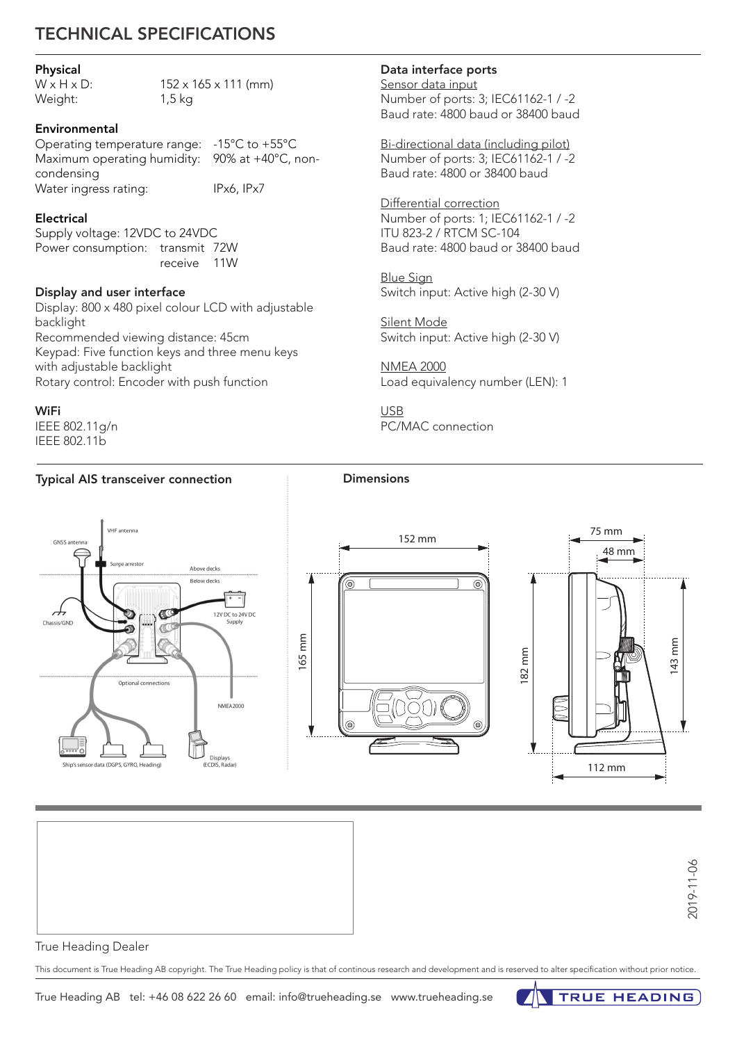# TECHNICAL SPECIFICATIONS

### Physical

W x H x D: 152 x 165 x 111 (mm)
Weight: 1,5 kg

### Environmental

Operating temperature range: -15°C to +55°C
Maximum operating humidity: 90% at +40°C, non-condensing
Water ingress rating: IPx6, IPx7

### Electrical

Supply voltage: 12VDC to 24VDC
Power consumption: transmit 72W
receive 11W

### Display and user interface

Display: 800 x 480 pixel colour LCD with adjustable backlight
Recommended viewing distance: 45cm
Keypad: Five function keys and three menu keys with adjustable backlight
Rotary control: Encoder with push function

### WiFi

IEEE 802.11g/n
IEEE 802.11b

### Data interface ports

Sensor data input
Number of ports: 3; IEC61162-1 / -2
Baud rate: 4800 baud or 38400 baud

Bi-directional data (including pilot)
Number of ports: 3; IEC61162-1 / -2
Baud rate: 4800 or 38400 baud

Differential correction
Number of ports: 1; IEC61162-1 / -2
ITU 823-2 / RTCM SC-104
Baud rate: 4800 baud or 38400 baud

Blue Sign
Switch input: Active high (2-30 V)

Silent Mode
Switch input: Active high (2-30 V)

NMEA 2000
Load equivalency number (LEN): 1

USB
PC/MAC connection

### Typical AIS transceiver connection

VHF antenna
GNSS antenna
Surge arrestor
Above decks
Below decks
Chassis/GND
12V DC to 24V DC Supply
Optional connections
NMEA2000
Ship's sensor data (DGPS, GYRO, Heading)
Displays (ECDIS, Radar)

### Dimensions

152 mm
165 mm
75 mm
48 mm
182 mm
143 mm
112 mm

True Heading Dealer

2019-11-06

This document is True Heading AB copyright. The True Heading policy is that of continous research and development and is reserved to alter specification without prior notice.

True Heading AB tel: +46 08 622 26 60 email: info@trueheading.se www.trueheading.se

TRUE HEADING